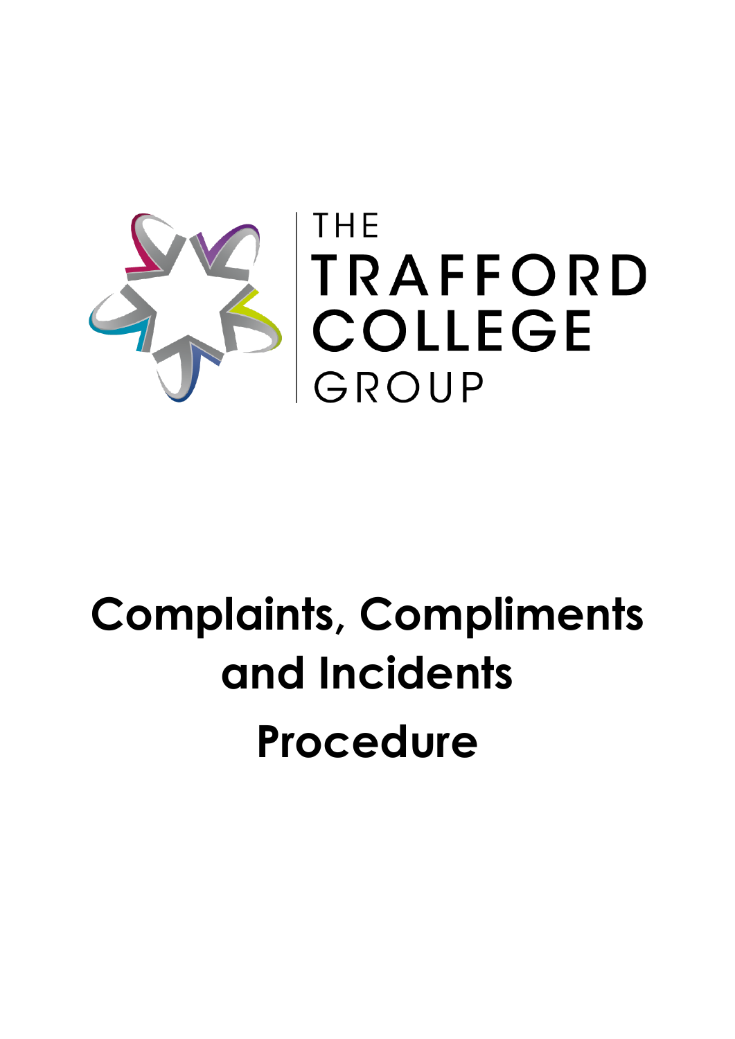THE TRAFFORD COLLEGE GROUP

# Complaints, Compliments and Incidents Procedure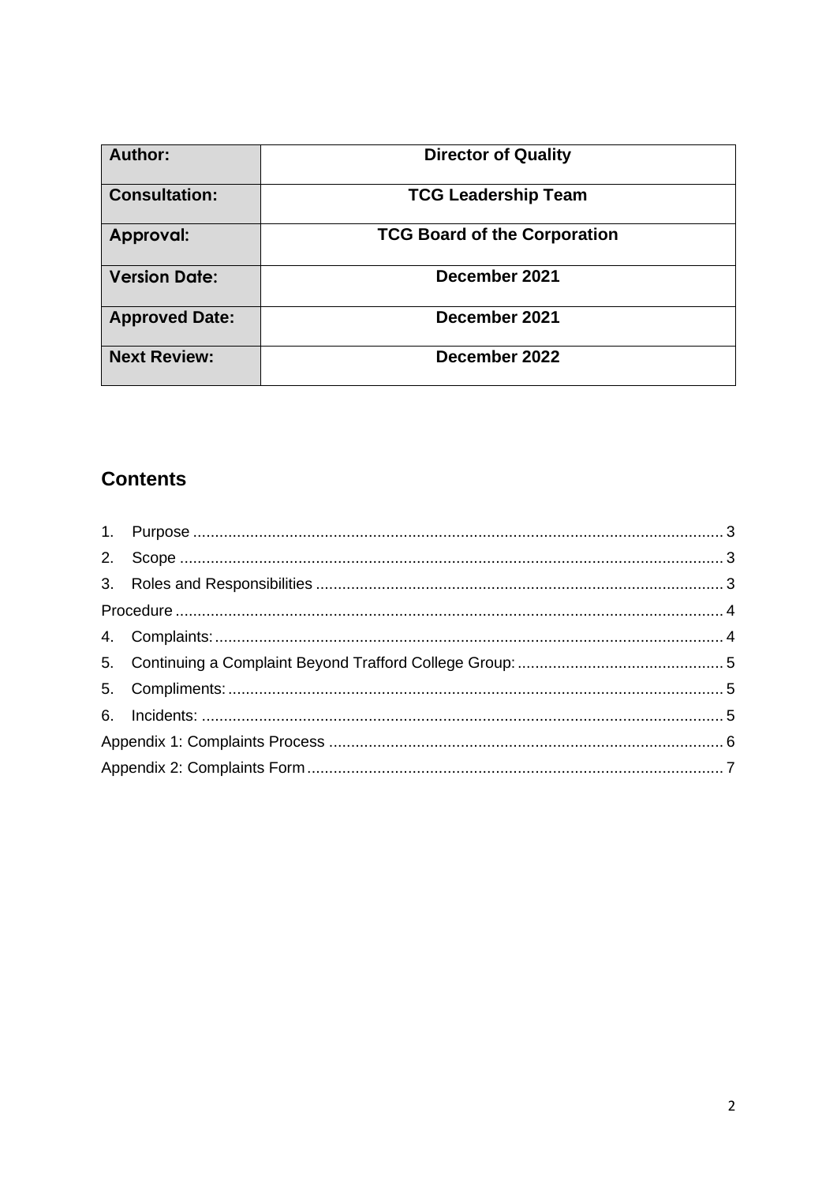| Author: | Director of Quality |
|---|---|
| Consultation: | TCG Leadership Team |
| Approval: | TCG Board of the Corporation |
| Version Date: | December 2021 |
| Approved Date: | December 2021 |
| Next Review: | December 2022 |

## Contents

1. Purpose ........................................................................................................................ 3
2. Scope ........................................................................................................................... 3
3. Roles and Responsibilities ............................................................................................ 3

Procedure ............................................................................................................................ 4

4. Complaints: .................................................................................................................. 4
5. Continuing a Complaint Beyond Trafford College Group: .............................................. 5
5. Compliments: ................................................................................................................ 5
6. Incidents: ...................................................................................................................... 5

Appendix 1: Complaints Process ......................................................................................... 6

Appendix 2: Complaints Form .............................................................................................. 7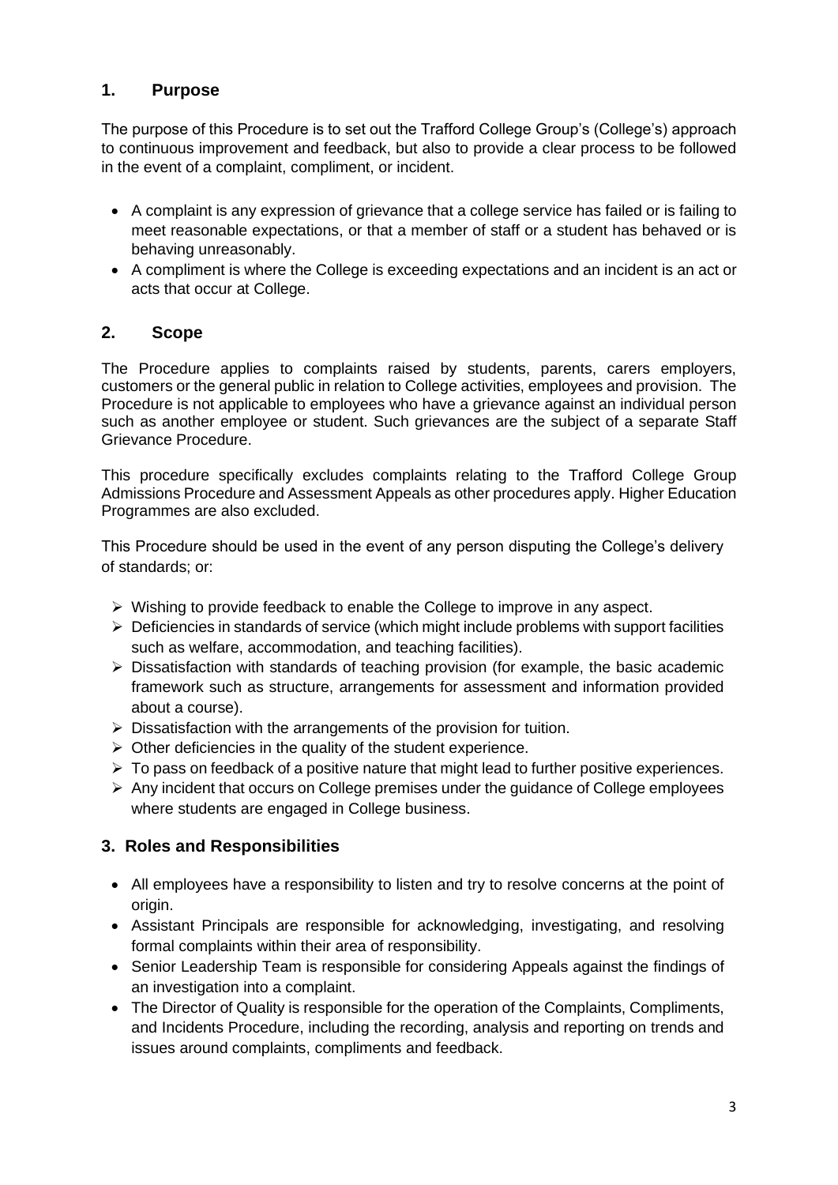## 1. Purpose

The purpose of this Procedure is to set out the Trafford College Group's (College's) approach to continuous improvement and feedback, but also to provide a clear process to be followed in the event of a complaint, compliment, or incident.

- A complaint is any expression of grievance that a college service has failed or is failing to meet reasonable expectations, or that a member of staff or a student has behaved or is behaving unreasonably.
- A compliment is where the College is exceeding expectations and an incident is an act or acts that occur at College.

## 2. Scope

The Procedure applies to complaints raised by students, parents, carers employers, customers or the general public in relation to College activities, employees and provision. The Procedure is not applicable to employees who have a grievance against an individual person such as another employee or student. Such grievances are the subject of a separate Staff Grievance Procedure.

This procedure specifically excludes complaints relating to the Trafford College Group Admissions Procedure and Assessment Appeals as other procedures apply. Higher Education Programmes are also excluded.

This Procedure should be used in the event of any person disputing the College's delivery of standards; or:

- Wishing to provide feedback to enable the College to improve in any aspect.
- Deficiencies in standards of service (which might include problems with support facilities such as welfare, accommodation, and teaching facilities).
- Dissatisfaction with standards of teaching provision (for example, the basic academic framework such as structure, arrangements for assessment and information provided about a course).
- Dissatisfaction with the arrangements of the provision for tuition.
- Other deficiencies in the quality of the student experience.
- To pass on feedback of a positive nature that might lead to further positive experiences.
- Any incident that occurs on College premises under the guidance of College employees where students are engaged in College business.

## 3. Roles and Responsibilities

- All employees have a responsibility to listen and try to resolve concerns at the point of origin.
- Assistant Principals are responsible for acknowledging, investigating, and resolving formal complaints within their area of responsibility.
- Senior Leadership Team is responsible for considering Appeals against the findings of an investigation into a complaint.
- The Director of Quality is responsible for the operation of the Complaints, Compliments, and Incidents Procedure, including the recording, analysis and reporting on trends and issues around complaints, compliments and feedback.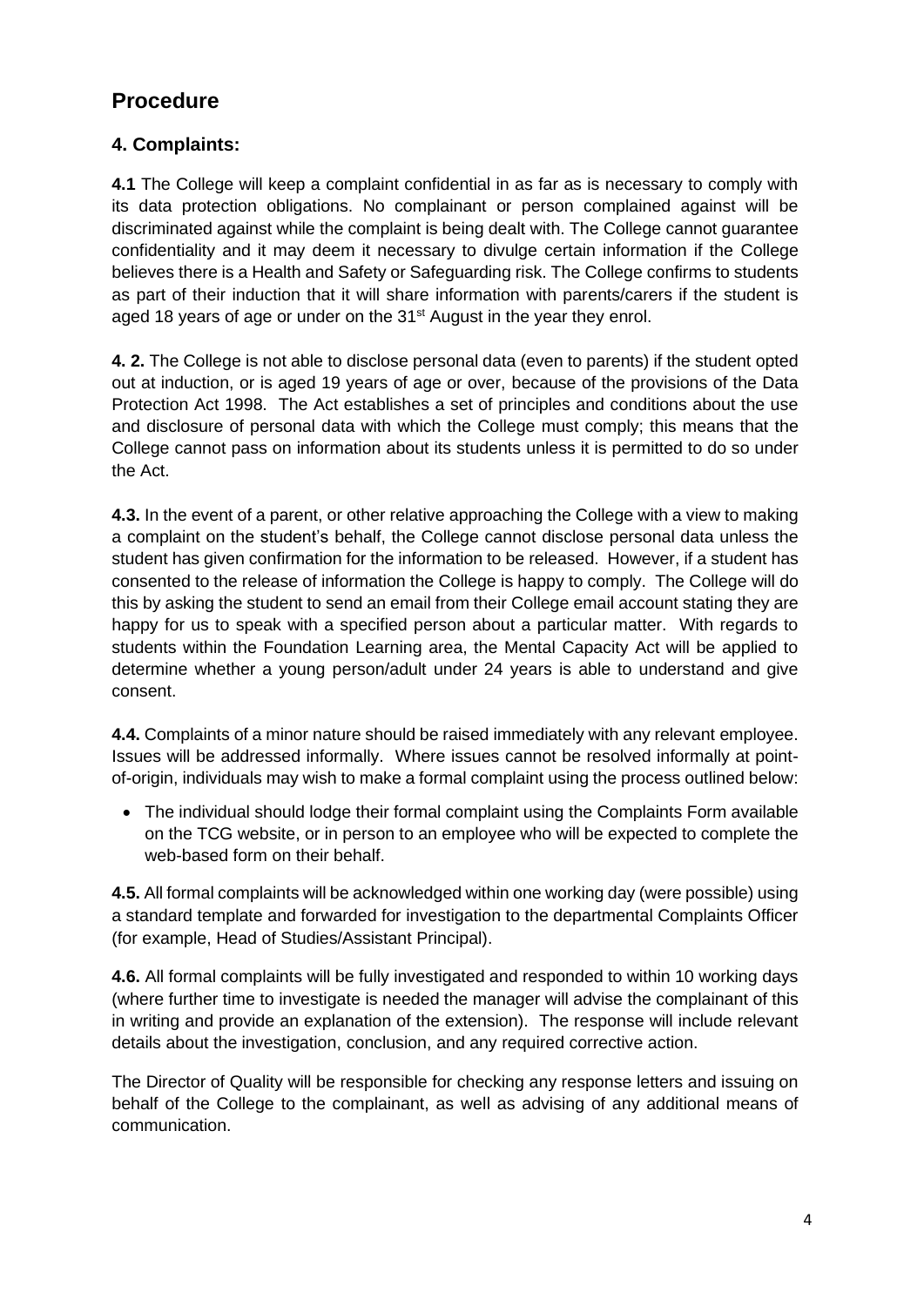## Procedure

### 4. Complaints:

**4.1** The College will keep a complaint confidential in as far as is necessary to comply with its data protection obligations. No complainant or person complained against will be discriminated against while the complaint is being dealt with. The College cannot guarantee confidentiality and it may deem it necessary to divulge certain information if the College believes there is a Health and Safety or Safeguarding risk. The College confirms to students as part of their induction that it will share information with parents/carers if the student is aged 18 years of age or under on the 31st August in the year they enrol.

**4. 2.** The College is not able to disclose personal data (even to parents) if the student opted out at induction, or is aged 19 years of age or over, because of the provisions of the Data Protection Act 1998. The Act establishes a set of principles and conditions about the use and disclosure of personal data with which the College must comply; this means that the College cannot pass on information about its students unless it is permitted to do so under the Act.

**4.3.** In the event of a parent, or other relative approaching the College with a view to making a complaint on the student's behalf, the College cannot disclose personal data unless the student has given confirmation for the information to be released. However, if a student has consented to the release of information the College is happy to comply. The College will do this by asking the student to send an email from their College email account stating they are happy for us to speak with a specified person about a particular matter. With regards to students within the Foundation Learning area, the Mental Capacity Act will be applied to determine whether a young person/adult under 24 years is able to understand and give consent.

**4.4.** Complaints of a minor nature should be raised immediately with any relevant employee. Issues will be addressed informally. Where issues cannot be resolved informally at point-of-origin, individuals may wish to make a formal complaint using the process outlined below:

- The individual should lodge their formal complaint using the Complaints Form available on the TCG website, or in person to an employee who will be expected to complete the web-based form on their behalf.

**4.5.** All formal complaints will be acknowledged within one working day (were possible) using a standard template and forwarded for investigation to the departmental Complaints Officer (for example, Head of Studies/Assistant Principal).

**4.6.** All formal complaints will be fully investigated and responded to within 10 working days (where further time to investigate is needed the manager will advise the complainant of this in writing and provide an explanation of the extension). The response will include relevant details about the investigation, conclusion, and any required corrective action.

The Director of Quality will be responsible for checking any response letters and issuing on behalf of the College to the complainant, as well as advising of any additional means of communication.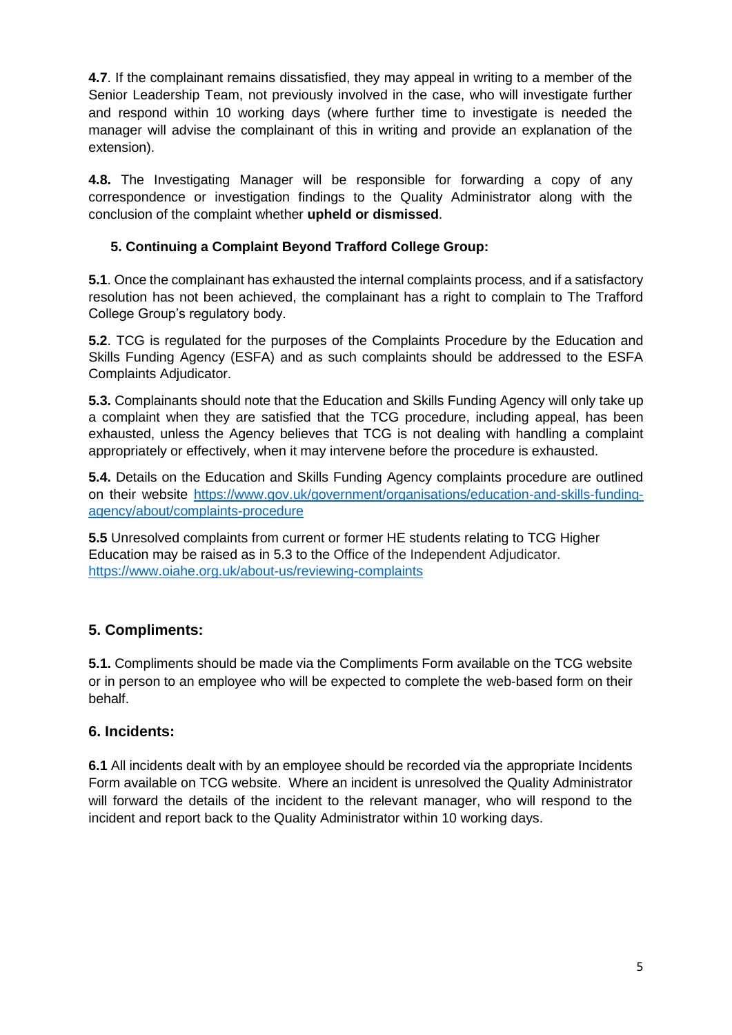**4.7**. If the complainant remains dissatisfied, they may appeal in writing to a member of the Senior Leadership Team, not previously involved in the case, who will investigate further and respond within 10 working days (where further time to investigate is needed the manager will advise the complainant of this in writing and provide an explanation of the extension).

**4.8.** The Investigating Manager will be responsible for forwarding a copy of any correspondence or investigation findings to the Quality Administrator along with the conclusion of the complaint whether **upheld or dismissed**.

## 5. Continuing a Complaint Beyond Trafford College Group:

**5.1**. Once the complainant has exhausted the internal complaints process, and if a satisfactory resolution has not been achieved, the complainant has a right to complain to The Trafford College Group's regulatory body.

**5.2**. TCG is regulated for the purposes of the Complaints Procedure by the Education and Skills Funding Agency (ESFA) and as such complaints should be addressed to the ESFA Complaints Adjudicator.

**5.3.** Complainants should note that the Education and Skills Funding Agency will only take up a complaint when they are satisfied that the TCG procedure, including appeal, has been exhausted, unless the Agency believes that TCG is not dealing with handling a complaint appropriately or effectively, when it may intervene before the procedure is exhausted.

**5.4.** Details on the Education and Skills Funding Agency complaints procedure are outlined on their website https://www.gov.uk/government/organisations/education-and-skills-funding-agency/about/complaints-procedure

**5.5** Unresolved complaints from current or former HE students relating to TCG Higher Education may be raised as in 5.3 to the Office of the Independent Adjudicator. https://www.oiahe.org.uk/about-us/reviewing-complaints

## 5. Compliments:

**5.1.** Compliments should be made via the Compliments Form available on the TCG website or in person to an employee who will be expected to complete the web-based form on their behalf.

## 6. Incidents:

**6.1** All incidents dealt with by an employee should be recorded via the appropriate Incidents Form available on TCG website. Where an incident is unresolved the Quality Administrator will forward the details of the incident to the relevant manager, who will respond to the incident and report back to the Quality Administrator within 10 working days.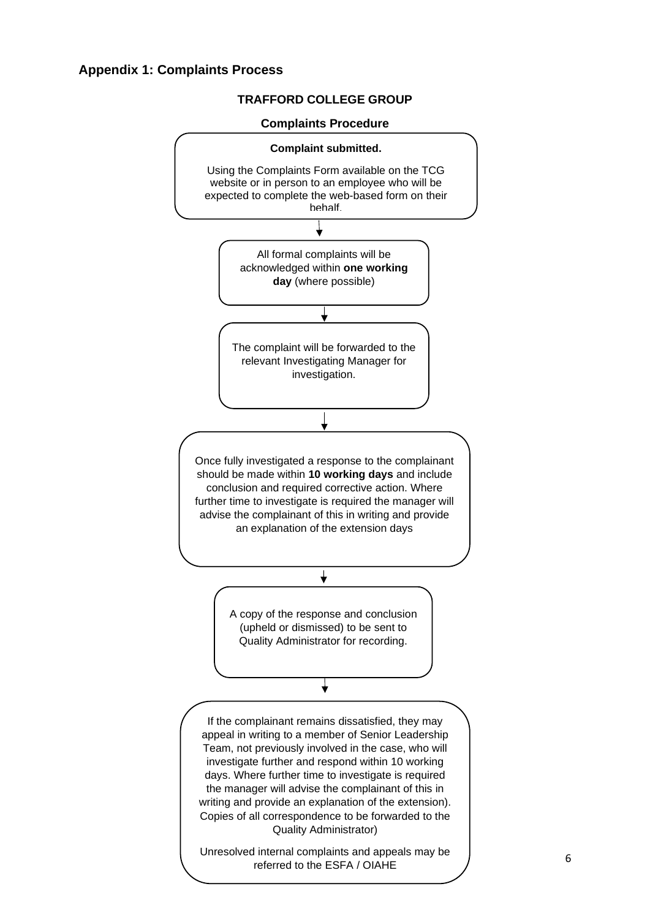## Appendix 1: Complaints Process

**TRAFFORD COLLEGE GROUP**

**Complaints Procedure**

**Complaint submitted.**

Using the Complaints Form available on the TCG website or in person to an employee who will be expected to complete the web-based form on their behalf.

↓

All formal complaints will be acknowledged within **one working day** (where possible)

↓

The complaint will be forwarded to the relevant Investigating Manager for investigation.

↓

Once fully investigated a response to the complainant should be made within **10 working days** and include conclusion and required corrective action. Where further time to investigate is required the manager will advise the complainant of this in writing and provide an explanation of the extension days

↓

A copy of the response and conclusion (upheld or dismissed) to be sent to Quality Administrator for recording.

↓

If the complainant remains dissatisfied, they may appeal in writing to a member of Senior Leadership Team, not previously involved in the case, who will investigate further and respond within 10 working days. Where further time to investigate is required the manager will advise the complainant of this in writing and provide an explanation of the extension). Copies of all correspondence to be forwarded to the Quality Administrator)

Unresolved internal complaints and appeals may be referred to the ESFA / OIAHE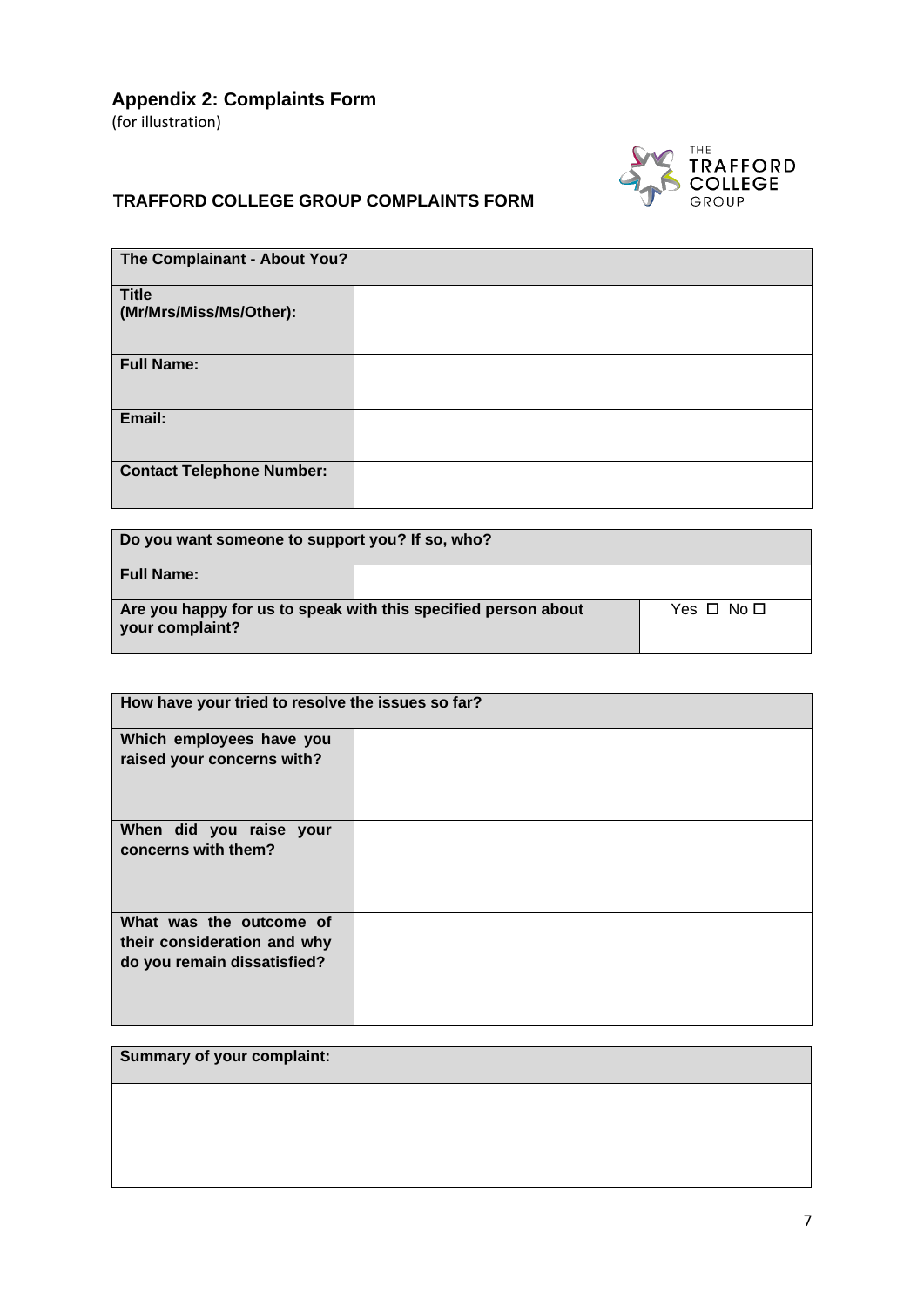## Appendix 2: Complaints Form

(for illustration)

### TRAFFORD COLLEGE GROUP COMPLAINTS FORM

| **The Complainant - About You?** | |
|---|---|
| **Title (Mr/Mrs/Miss/Ms/Other):** | |
| **Full Name:** | |
| **Email:** | |
| **Contact Telephone Number:** | |

| **Do you want someone to support you? If so, who?** | |
|---|---|
| **Full Name:** | |
| **Are you happy for us to speak with this specified person about your complaint?** | Yes ☐ No ☐ |

| **How have your tried to resolve the issues so far?** | |
|---|---|
| **Which employees have you raised your concerns with?** | |
| **When did you raise your concerns with them?** | |
| **What was the outcome of their consideration and why do you remain dissatisfied?** | |

| **Summary of your complaint:** |
|---|
| |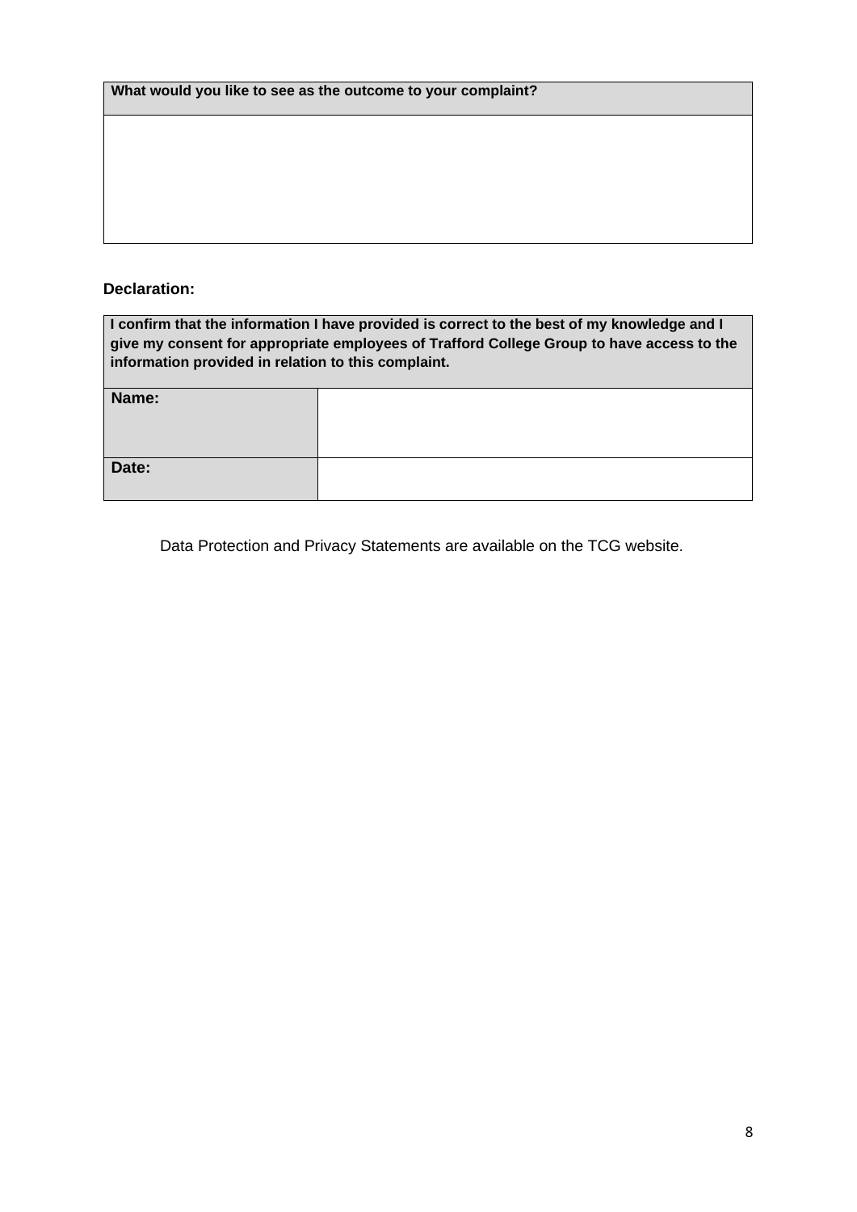| What would you like to see as the outcome to your complaint? |
| --- |
| |

**Declaration:**

| I confirm that the information I have provided is correct to the best of my knowledge and I give my consent for appropriate employees of Trafford College Group to have access to the information provided in relation to this complaint. | |
| --- | --- |
| **Name:** | |
| **Date:** | |

Data Protection and Privacy Statements are available on the TCG website.